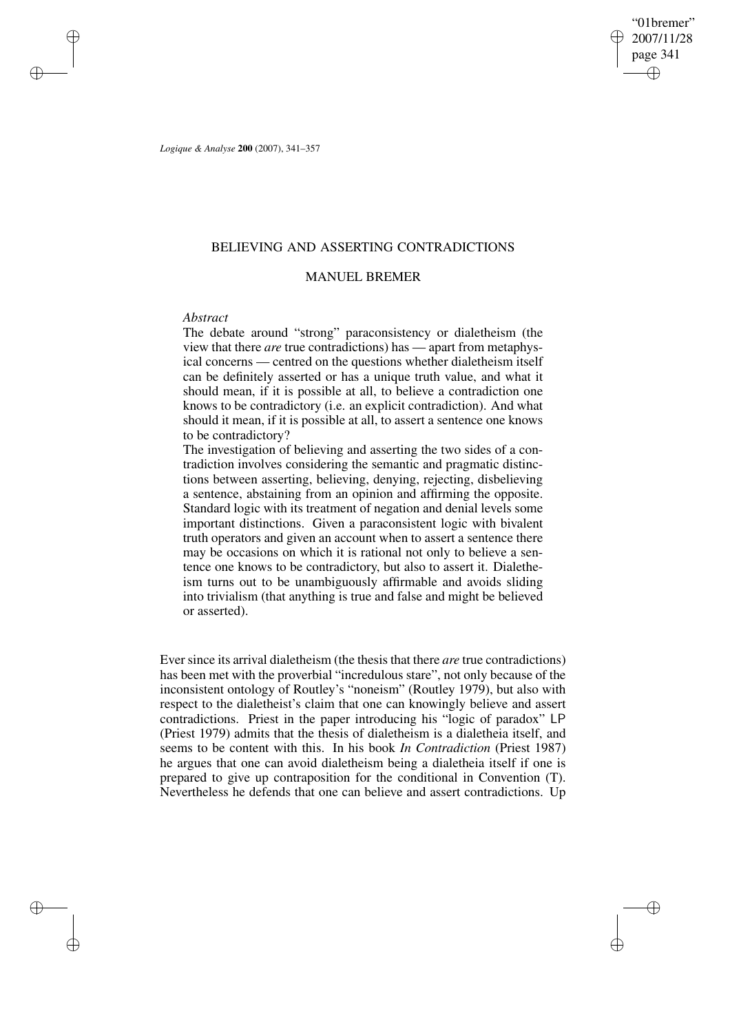# BELIEVING AND ASSERTING CONTRADICTIONS

## MANUEL BREMER

*Abstract*

The debate around "strong" paraconsistency or dialetheism (the view that there *are* true contradictions) has — apart from metaphysical concerns — centred on the questions whether dialetheism itself can be definitely asserted or has a unique truth value, and what it should mean, if it is possible at all, to believe a contradiction one knows to be contradictory (i.e. an explicit contradiction). And what should it mean, if it is possible at all, to assert a sentence one knows to be contradictory?

The investigation of believing and asserting the two sides of a contradiction involves considering the semantic and pragmatic distinctions between asserting, believing, denying, rejecting, disbelieving a sentence, abstaining from an opinion and affirming the opposite. Standard logic with its treatment of negation and denial levels some important distinctions. Given a paraconsistent logic with bivalent truth operators and given an account when to assert a sentence there may be occasions on which it is rational not only to believe a sentence one knows to be contradictory, but also to assert it. Dialetheism turns out to be unambiguously affirmable and avoids sliding into trivialism (that anything is true and false and might be believed or asserted).

Ever since its arrival dialetheism (the thesis that there *are* true contradictions) has been met with the proverbial "incredulous stare", not only because of the inconsistent ontology of Routley's "noneism" (Routley 1979), but also with respect to the dialetheist's claim that one can knowingly believe and assert contradictions. Priest in the paper introducing his "logic of paradox" LP (Priest 1979) admits that the thesis of dialetheism is a dialetheia itself, and seems to be content with this. In his book *In Contradiction* (Priest 1987) he argues that one can avoid dialetheism being a dialetheia itself if one is prepared to give up contraposition for the conditional in Convention (T). Nevertheless he defends that one can believe and assert contradictions. Up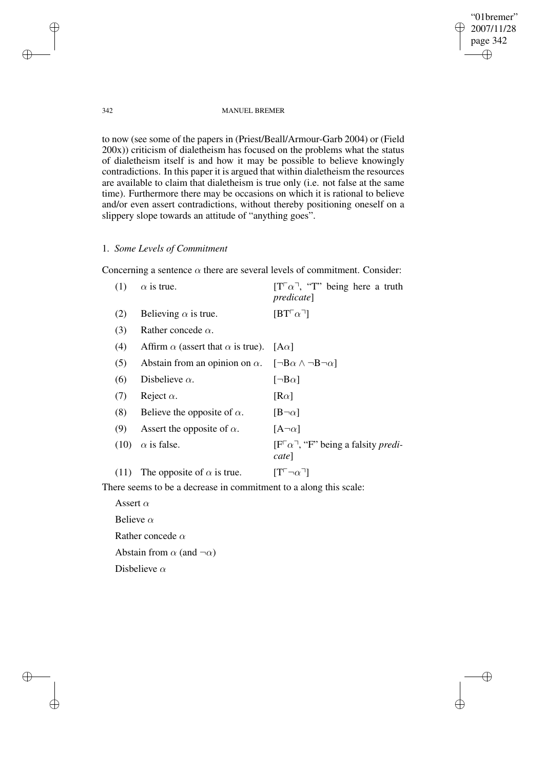to now (see some of the papers in (Priest/Beall/Armour-Garb 2004) or (Field 200x)) criticism of dialetheism has focused on the problems what the status of dialetheism itself is and how it may be possible to believe knowingly contradictions. In this paper it is argued that within dialetheism the resources are available to claim that dialetheism is true only (i.e. not false at the same time). Furthermore there may be occasions on which it is rational to believe and/or even assert contradictions, without thereby positioning oneself on a slippery slope towards an attitude of "anything goes".

## 1. *Some Levels of Commitment*

Concerning a sentence $\alpha$ there are several levels of commitment. Consider:

| | | |
|---|---|---|
| (1) | $\alpha$ is true. | [$T\ulcorner\alpha\urcorner$, "T" being here a truth *predicate*] |
| (2) | Believing $\alpha$ is true. | [$BT\ulcorner\alpha\urcorner$] |
| (3) | Rather concede $\alpha$. | |
| (4) | Affirm $\alpha$ (assert that $\alpha$ is true). | [$A\alpha$] |
| (5) | Abstain from an opinion on $\alpha$. | [$\neg B\alpha \wedge \neg B\neg\alpha$] |
| (6) | Disbelieve $\alpha$. | [$\neg B\alpha$] |
| (7) | Reject $\alpha$. | [$R\alpha$] |
| (8) | Believe the opposite of $\alpha$. | [$B\neg\alpha$] |
| (9) | Assert the opposite of $\alpha$. | [$A\neg\alpha$] |
| (10) | $\alpha$ is false. | [$F\ulcorner\alpha\urcorner$, "F" being a falsity *predicate*] |
| (11) | The opposite of $\alpha$ is true. | [$T\ulcorner\neg\alpha\urcorner$] |

There seems to be a decrease in commitment to a along this scale:

Assert $\alpha$

Believe $\alpha$

Rather concede $\alpha$

Abstain from $\alpha$ (and $\neg\alpha$)

Disbelieve $\alpha$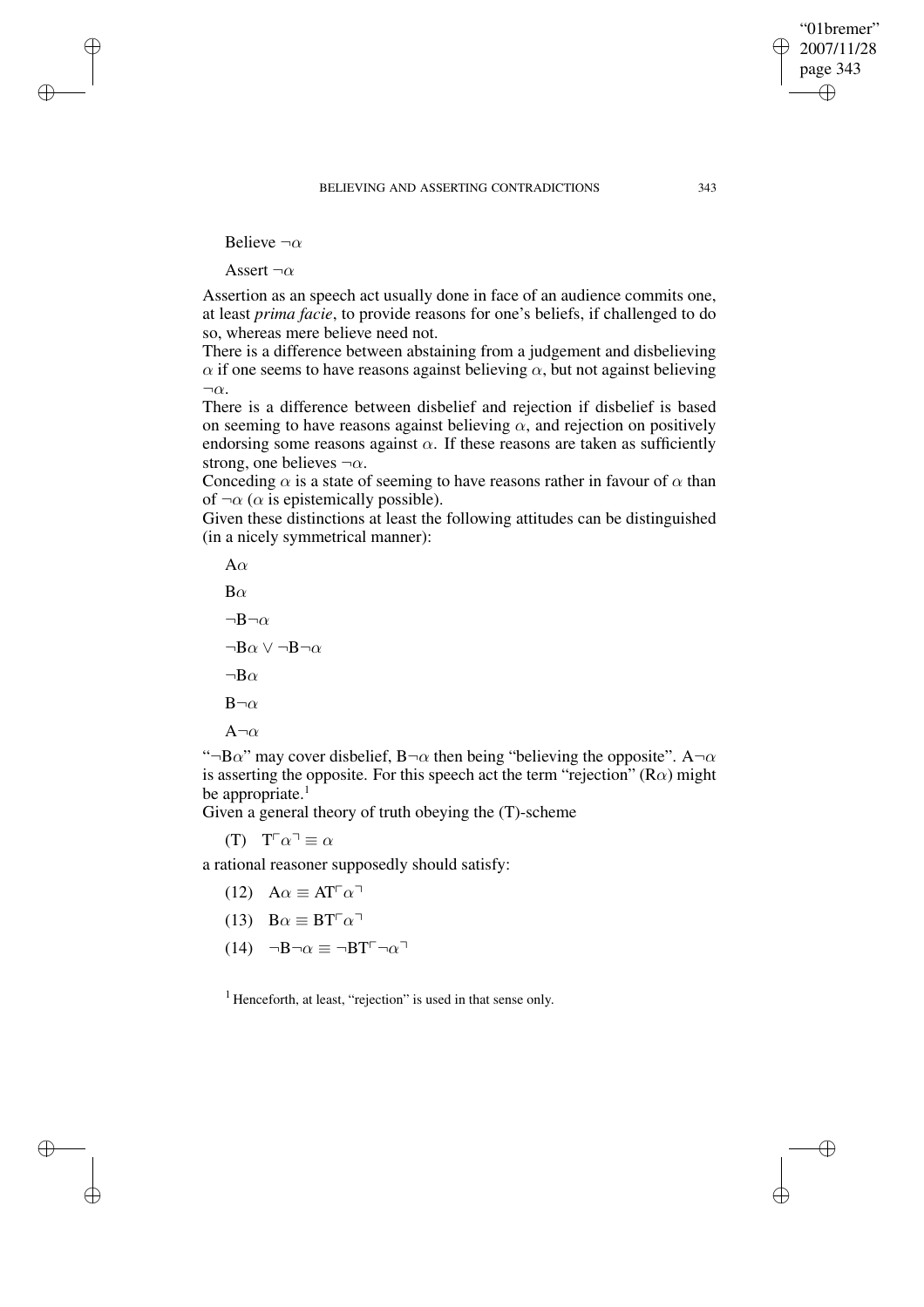Believe $\neg\alpha$

Assert $\neg\alpha$

Assertion as an speech act usually done in face of an audience commits one, at least *prima facie*, to provide reasons for one's beliefs, if challenged to do so, whereas mere believe need not.

There is a difference between abstaining from a judgement and disbelieving $\alpha$ if one seems to have reasons against believing $\alpha$, but not against believing $\neg\alpha$.

There is a difference between disbelief and rejection if disbelief is based on seeming to have reasons against believing $\alpha$, and rejection on positively endorsing some reasons against $\alpha$. If these reasons are taken as sufficiently strong, one believes $\neg\alpha$.

Conceding $\alpha$ is a state of seeming to have reasons rather in favour of $\alpha$ than of $\neg\alpha$ ($\alpha$ is epistemically possible).

Given these distinctions at least the following attitudes can be distinguished (in a nicely symmetrical manner):

$\mathrm{A}\alpha$

$\mathrm{B}\alpha$

$\neg\mathrm{B}\neg\alpha$

$\neg\mathrm{B}\alpha \vee \neg\mathrm{B}\neg\alpha$

$\neg\mathrm{B}\alpha$

$\mathrm{B}\neg\alpha$

$\mathrm{A}\neg\alpha$

"$\neg\mathrm{B}\alpha$" may cover disbelief, $\mathrm{B}\neg\alpha$ then being "believing the opposite". $\mathrm{A}\neg\alpha$ is asserting the opposite. For this speech act the term "rejection" ($\mathrm{R}\alpha$) might be appropriate.[1]

Given a general theory of truth obeying the (T)-scheme

(T) $\quad \mathrm{T}\ulcorner\alpha\urcorner \equiv \alpha$

a rational reasoner supposedly should satisfy:

(12) $\quad \mathrm{A}\alpha \equiv \mathrm{AT}\ulcorner\alpha\urcorner$

(13) $\quad \mathrm{B}\alpha \equiv \mathrm{BT}\ulcorner\alpha\urcorner$

(14) $\quad \neg\mathrm{B}\neg\alpha \equiv \neg\mathrm{BT}\ulcorner\neg\alpha\urcorner$

[1] Henceforth, at least, "rejection" is used in that sense only.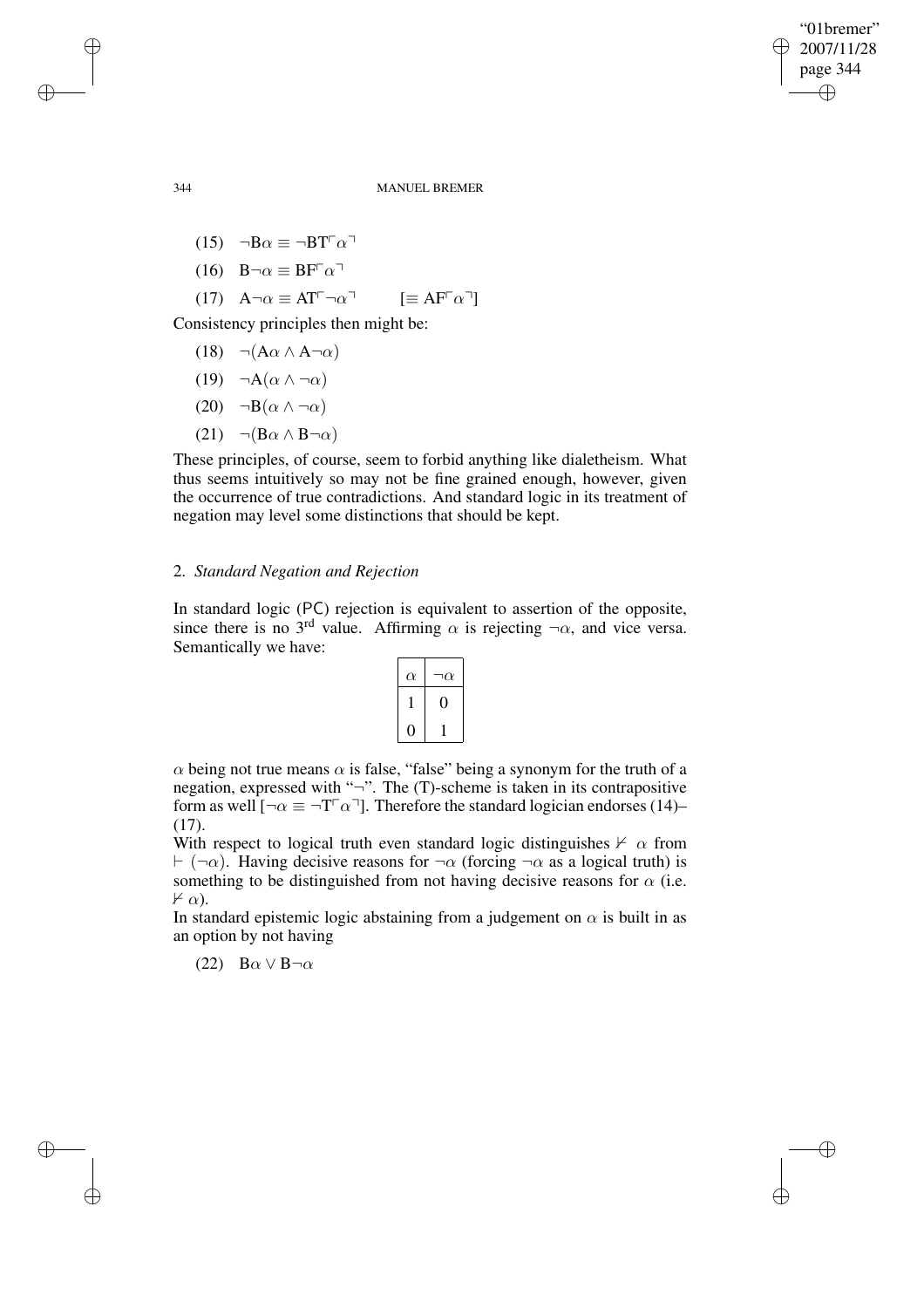(15) $\neg B\alpha \equiv \neg BT\ulcorner\alpha\urcorner$

(16) $B\neg\alpha \equiv BF\ulcorner\alpha\urcorner$

(17) $A\neg\alpha \equiv AT\ulcorner\neg\alpha\urcorner \qquad [\equiv AF\ulcorner\alpha\urcorner]$

Consistency principles then might be:

(18) $\neg(A\alpha \wedge A\neg\alpha)$

(19) $\neg A(\alpha \wedge \neg\alpha)$

(20) $\neg B(\alpha \wedge \neg\alpha)$

(21) $\neg(B\alpha \wedge B\neg\alpha)$

These principles, of course, seem to forbid anything like dialetheism. What thus seems intuitively so may not be fine grained enough, however, given the occurrence of true contradictions. And standard logic in its treatment of negation may level some distinctions that should be kept.

## 2. *Standard Negation and Rejection*

In standard logic (PC) rejection is equivalent to assertion of the opposite, since there is no 3rd value. Affirming $\alpha$ is rejecting $\neg\alpha$, and vice versa. Semantically we have:

| $\alpha$ | $\neg\alpha$ |
|---|---|
| 1 | 0 |
| 0 | 1 |

$\alpha$ being not true means $\alpha$ is false, "false" being a synonym for the truth of a negation, expressed with "$\neg$". The (T)-scheme is taken in its contrapositive form as well [$\neg\alpha \equiv \neg T\ulcorner\alpha\urcorner$]. Therefore the standard logician endorses (14)–(17).

With respect to logical truth even standard logic distinguishes $\nvdash \alpha$ from $\vdash (\neg\alpha)$. Having decisive reasons for $\neg\alpha$ (forcing $\neg\alpha$ as a logical truth) is something to be distinguished from not having decisive reasons for $\alpha$ (i.e. $\nvdash \alpha$).

In standard epistemic logic abstaining from a judgement on $\alpha$ is built in as an option by not having

(22) $B\alpha \vee B\neg\alpha$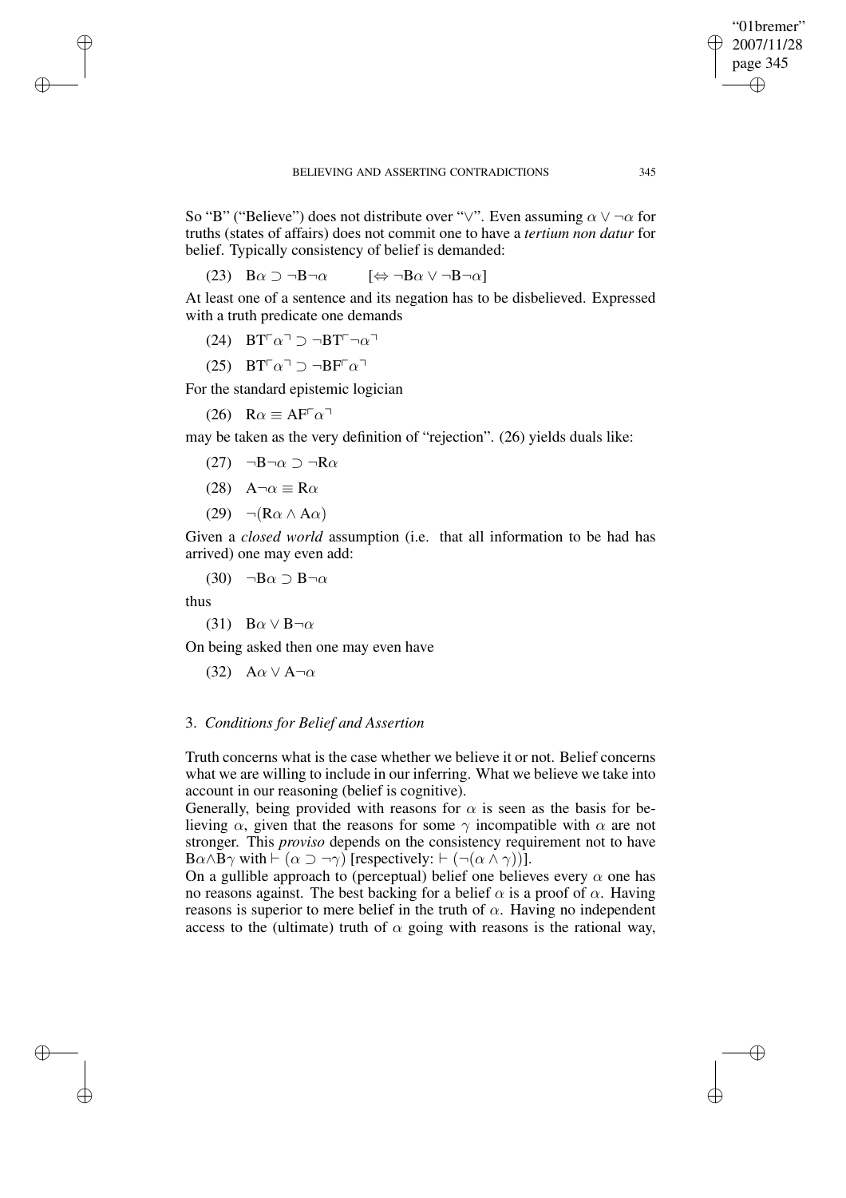So "B" ("Believe") does not distribute over "$\vee$". Even assuming $\alpha \vee \neg\alpha$ for truths (states of affairs) does not commit one to have a *tertium non datur* for belief. Typically consistency of belief is demanded:

$$\text{(23)} \quad B\alpha \supset \neg B\neg\alpha \qquad [\Leftrightarrow \neg B\alpha \vee \neg B\neg\alpha]$$

At least one of a sentence and its negation has to be disbelieved. Expressed with a truth predicate one demands

$$\text{(24)} \quad BT\ulcorner\alpha\urcorner \supset \neg BT\ulcorner\neg\alpha\urcorner$$

$$\text{(25)} \quad BT\ulcorner\alpha\urcorner \supset \neg BF\ulcorner\alpha\urcorner$$

For the standard epistemic logician

$$\text{(26)} \quad R\alpha \equiv AF\ulcorner\alpha\urcorner$$

may be taken as the very definition of "rejection". (26) yields duals like:

$$\text{(27)} \quad \neg B\neg\alpha \supset \neg R\alpha$$

$$\text{(28)} \quad A\neg\alpha \equiv R\alpha$$

$$\text{(29)} \quad \neg(R\alpha \wedge A\alpha)$$

Given a *closed world* assumption (i.e. that all information to be had has arrived) one may even add:

$$\text{(30)} \quad \neg B\alpha \supset B\neg\alpha$$

thus

$$\text{(31)} \quad B\alpha \vee B\neg\alpha$$

On being asked then one may even have

$$\text{(32)} \quad A\alpha \vee A\neg\alpha$$

## 3. *Conditions for Belief and Assertion*

Truth concerns what is the case whether we believe it or not. Belief concerns what we are willing to include in our inferring. What we believe we take into account in our reasoning (belief is cognitive).

Generally, being provided with reasons for $\alpha$ is seen as the basis for believing $\alpha$, given that the reasons for some $\gamma$ incompatible with $\alpha$ are not stronger. This *proviso* depends on the consistency requirement not to have $B\alpha \wedge B\gamma$ with $\vdash (\alpha \supset \neg\gamma)$ [respectively: $\vdash (\neg(\alpha \wedge \gamma))$].

On a gullible approach to (perceptual) belief one believes every $\alpha$ one has no reasons against. The best backing for a belief $\alpha$ is a proof of $\alpha$. Having reasons is superior to mere belief in the truth of $\alpha$. Having no independent access to the (ultimate) truth of $\alpha$ going with reasons is the rational way,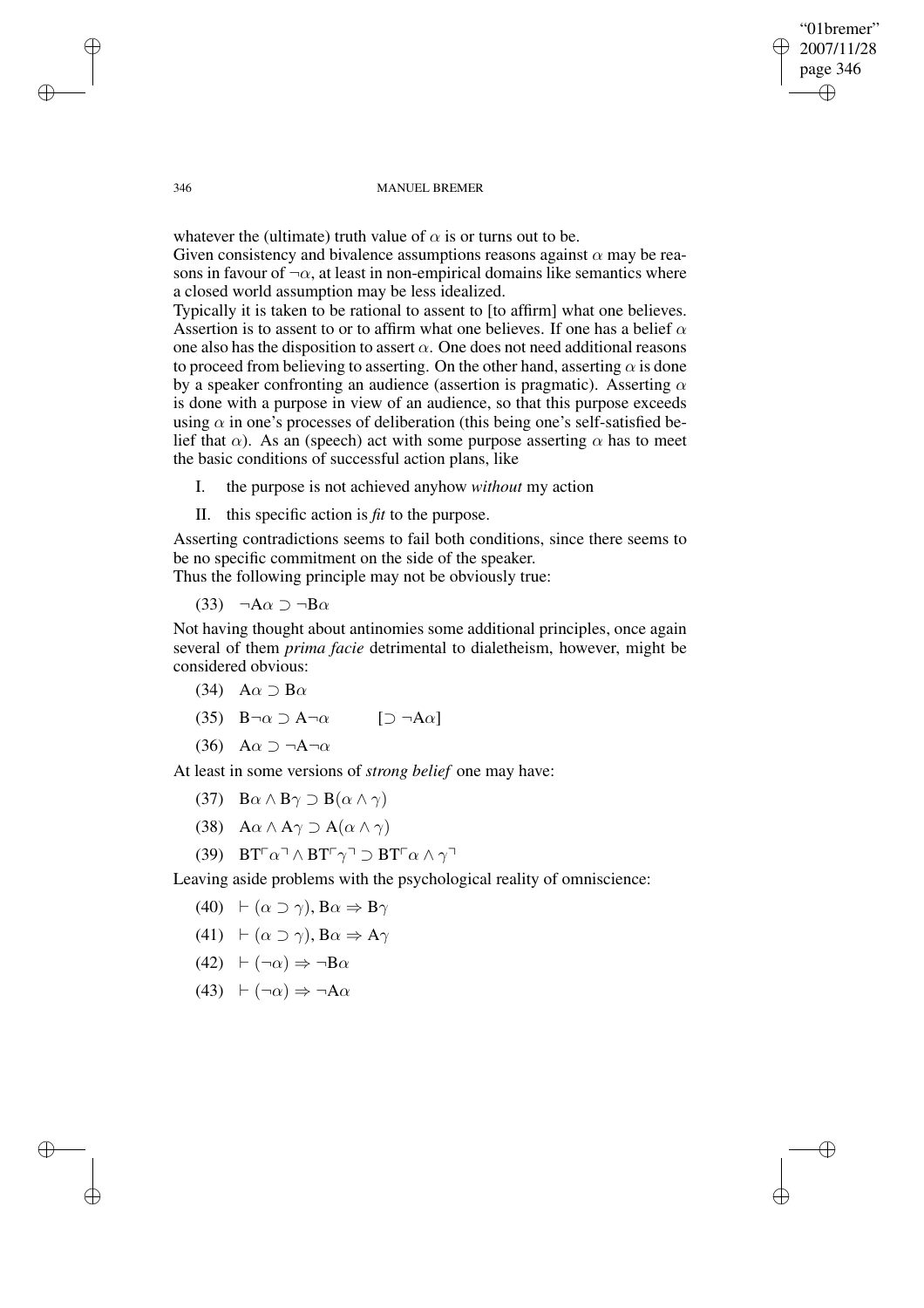whatever the (ultimate) truth value of $\alpha$ is or turns out to be.

Given consistency and bivalence assumptions reasons against $\alpha$ may be reasons in favour of $\neg\alpha$, at least in non-empirical domains like semantics where a closed world assumption may be less idealized.

Typically it is taken to be rational to assent to [to affirm] what one believes. Assertion is to assent to or to affirm what one believes. If one has a belief $\alpha$ one also has the disposition to assert $\alpha$. One does not need additional reasons to proceed from believing to asserting. On the other hand, asserting $\alpha$ is done by a speaker confronting an audience (assertion is pragmatic). Asserting $\alpha$ is done with a purpose in view of an audience, so that this purpose exceeds using $\alpha$ in one's processes of deliberation (this being one's self-satisfied belief that $\alpha$). As an (speech) act with some purpose asserting $\alpha$ has to meet the basic conditions of successful action plans, like

I. the purpose is not achieved anyhow *without* my action

II. this specific action is *fit* to the purpose.

Asserting contradictions seems to fail both conditions, since there seems to be no specific commitment on the side of the speaker.

Thus the following principle may not be obviously true:

(33) $\neg A\alpha \supset \neg B\alpha$

Not having thought about antinomies some additional principles, once again several of them *prima facie* detrimental to dialetheism, however, might be considered obvious:

(34) $A\alpha \supset B\alpha$

(35) $B\neg\alpha \supset A\neg\alpha \qquad [\supset \neg A\alpha]$

(36) $A\alpha \supset \neg A\neg\alpha$

At least in some versions of *strong belief* one may have:

(37) $B\alpha \wedge B\gamma \supset B(\alpha \wedge \gamma)$

(38) $A\alpha \wedge A\gamma \supset A(\alpha \wedge \gamma)$

(39) $BT\ulcorner\alpha\urcorner \wedge BT\ulcorner\gamma\urcorner \supset BT\ulcorner\alpha \wedge \gamma\urcorner$

Leaving aside problems with the psychological reality of omniscience:

(40) $\vdash (\alpha \supset \gamma), B\alpha \Rightarrow B\gamma$

(41) $\vdash (\alpha \supset \gamma), B\alpha \Rightarrow A\gamma$

(42) $\vdash (\neg\alpha) \Rightarrow \neg B\alpha$

(43) $\vdash (\neg\alpha) \Rightarrow \neg A\alpha$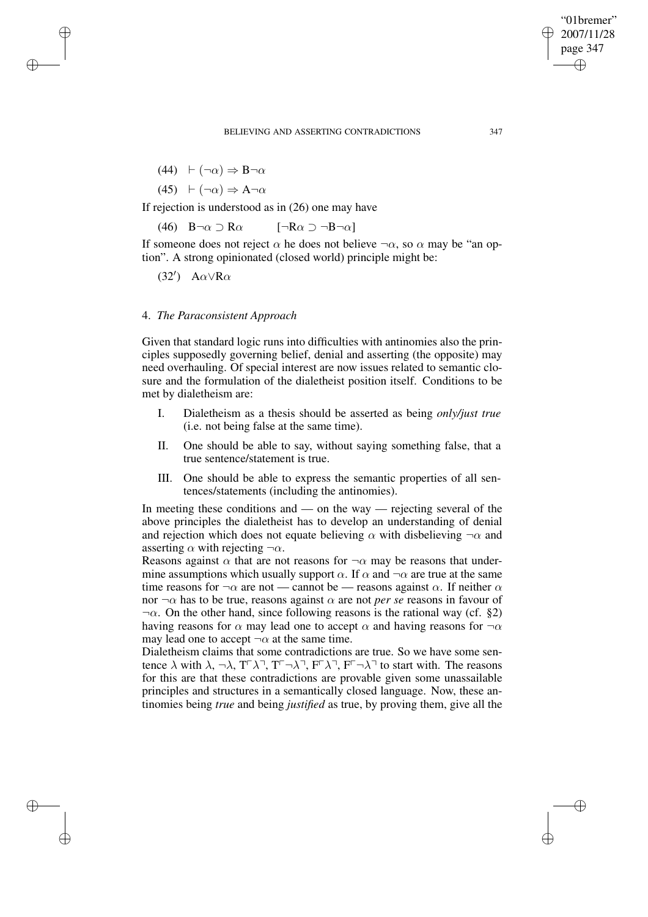(44) $\vdash (\neg\alpha) \Rightarrow \mathrm{B}\neg\alpha$

(45) $\vdash (\neg\alpha) \Rightarrow \mathrm{A}\neg\alpha$

If rejection is understood as in (26) one may have

(46) $\mathrm{B}\neg\alpha \supset \mathrm{R}\alpha \qquad [\neg\mathrm{R}\alpha \supset \neg\mathrm{B}\neg\alpha]$

If someone does not reject $\alpha$ he does not believe $\neg\alpha$, so $\alpha$ may be "an option". A strong opinionated (closed world) principle might be:

(32′) $\mathrm{A}\alpha \vee \mathrm{R}\alpha$

## 4. *The Paraconsistent Approach*

Given that standard logic runs into difficulties with antinomies also the principles supposedly governing belief, denial and asserting (the opposite) may need overhauling. Of special interest are now issues related to semantic closure and the formulation of the dialetheist position itself. Conditions to be met by dialetheism are:

I. Dialetheism as a thesis should be asserted as being *only/just true* (i.e. not being false at the same time).

II. One should be able to say, without saying something false, that a true sentence/statement is true.

III. One should be able to express the semantic properties of all sentences/statements (including the antinomies).

In meeting these conditions and — on the way — rejecting several of the above principles the dialetheist has to develop an understanding of denial and rejection which does not equate believing $\alpha$ with disbelieving $\neg\alpha$ and asserting $\alpha$ with rejecting $\neg\alpha$.

Reasons against $\alpha$ that are not reasons for $\neg\alpha$ may be reasons that undermine assumptions which usually support $\alpha$. If $\alpha$ and $\neg\alpha$ are true at the same time reasons for $\neg\alpha$ are not — cannot be — reasons against $\alpha$. If neither $\alpha$ nor $\neg\alpha$ has to be true, reasons against $\alpha$ are not *per se* reasons in favour of $\neg\alpha$. On the other hand, since following reasons is the rational way (cf. §2) having reasons for $\alpha$ may lead one to accept $\alpha$ and having reasons for $\neg\alpha$ may lead one to accept $\neg\alpha$ at the same time.

Dialetheism claims that some contradictions are true. So we have some sentence $\lambda$ with $\lambda$, $\neg\lambda$, $\mathrm{T}\ulcorner\lambda\urcorner$, $\mathrm{T}\ulcorner\neg\lambda\urcorner$, $\mathrm{F}\ulcorner\lambda\urcorner$, $\mathrm{F}\ulcorner\neg\lambda\urcorner$ to start with. The reasons for this are that these contradictions are provable given some unassailable principles and structures in a semantically closed language. Now, these antinomies being *true* and being *justified* as true, by proving them, give all the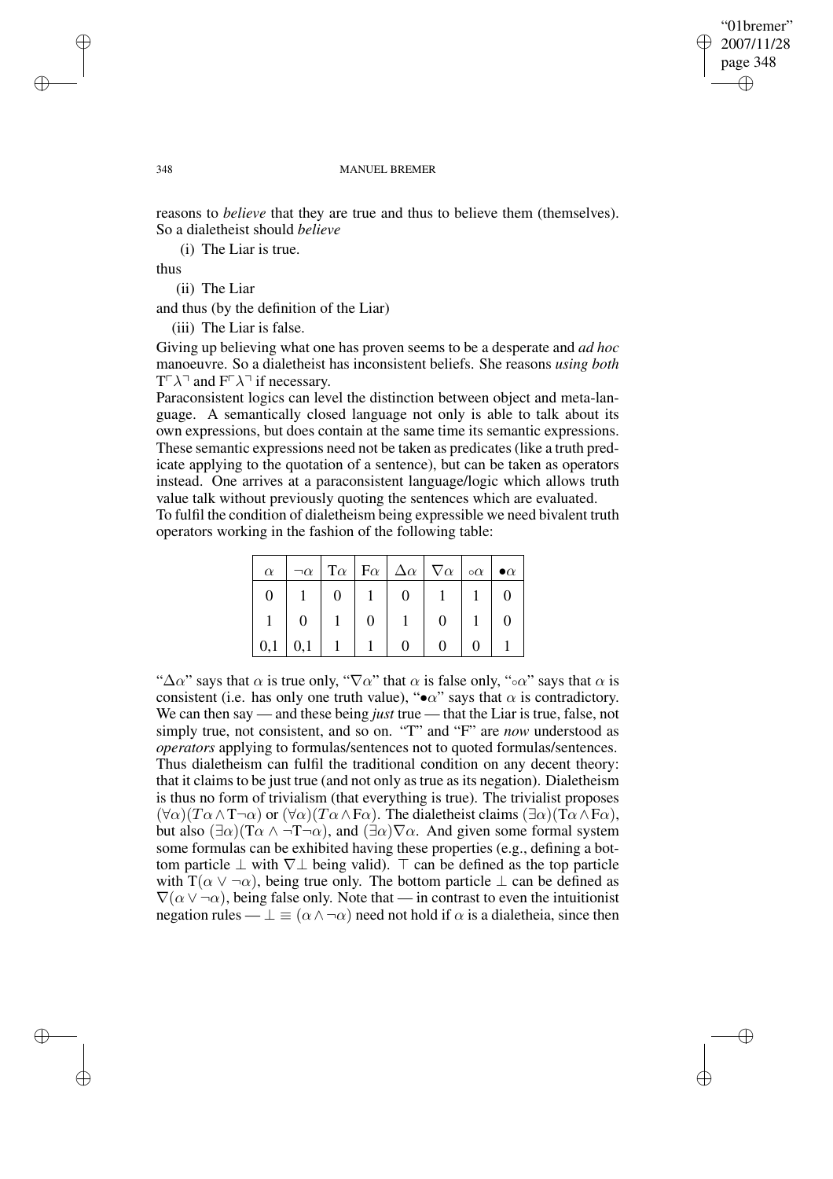reasons to *believe* that they are true and thus to believe them (themselves). So a dialetheist should *believe*

(i) The Liar is true.

thus

(ii) The Liar

and thus (by the definition of the Liar)

(iii) The Liar is false.

Giving up believing what one has proven seems to be a desperate and *ad hoc* manoeuvre. So a dialetheist has inconsistent beliefs. She reasons *using both* $\mathrm{T}\ulcorner\lambda\urcorner$ and $\mathrm{F}\ulcorner\lambda\urcorner$ if necessary.

Paraconsistent logics can level the distinction between object and meta-language. A semantically closed language not only is able to talk about its own expressions, but does contain at the same time its semantic expressions. These semantic expressions need not be taken as predicates (like a truth predicate applying to the quotation of a sentence), but can be taken as operators instead. One arrives at a paraconsistent language/logic which allows truth value talk without previously quoting the sentences which are evaluated.

To fulfil the condition of dialetheism being expressible we need bivalent truth operators working in the fashion of the following table:

| $\alpha$ | $\neg\alpha$ | $\mathrm{T}\alpha$ | $\mathrm{F}\alpha$ | $\Delta\alpha$ | $\nabla\alpha$ | $\circ\alpha$ | $\bullet\alpha$ |
|---|---|---|---|---|---|---|---|
| 0 | 1 | 0 | 1 | 0 | 1 | 1 | 0 |
| 1 | 0 | 1 | 0 | 1 | 0 | 1 | 0 |
| 0,1 | 0,1 | 1 | 1 | 0 | 0 | 0 | 1 |

"$\Delta\alpha$" says that $\alpha$ is true only, "$\nabla\alpha$" that $\alpha$ is false only, "$\circ\alpha$" says that $\alpha$ is consistent (i.e. has only one truth value), "$\bullet\alpha$" says that $\alpha$ is contradictory. We can then say — and these being *just* true — that the Liar is true, false, not simply true, not consistent, and so on. "T" and "F" are *now* understood as *operators* applying to formulas/sentences not to quoted formulas/sentences. Thus dialetheism can fulfil the traditional condition on any decent theory: that it claims to be just true (and not only as true as its negation). Dialetheism is thus no form of trivialism (that everything is true). The trivialist proposes $(\forall\alpha)(T\alpha \wedge \mathrm{T}\neg\alpha)$ or $(\forall\alpha)(T\alpha \wedge \mathrm{F}\alpha)$. The dialetheist claims $(\exists\alpha)(\mathrm{T}\alpha \wedge \mathrm{F}\alpha)$, but also $(\exists\alpha)(\mathrm{T}\alpha \wedge \neg\mathrm{T}\neg\alpha)$, and $(\exists\alpha)\nabla\alpha$. And given some formal system some formulas can be exhibited having these properties (e.g., defining a bottom particle $\bot$ with $\nabla\bot$ being valid). $\top$ can be defined as the top particle with $\mathrm{T}(\alpha \vee \neg\alpha)$, being true only. The bottom particle $\bot$ can be defined as $\nabla(\alpha \vee \neg\alpha)$, being false only. Note that — in contrast to even the intuitionist negation rules — $\bot \equiv (\alpha \wedge \neg\alpha)$ need not hold if $\alpha$ is a dialetheia, since then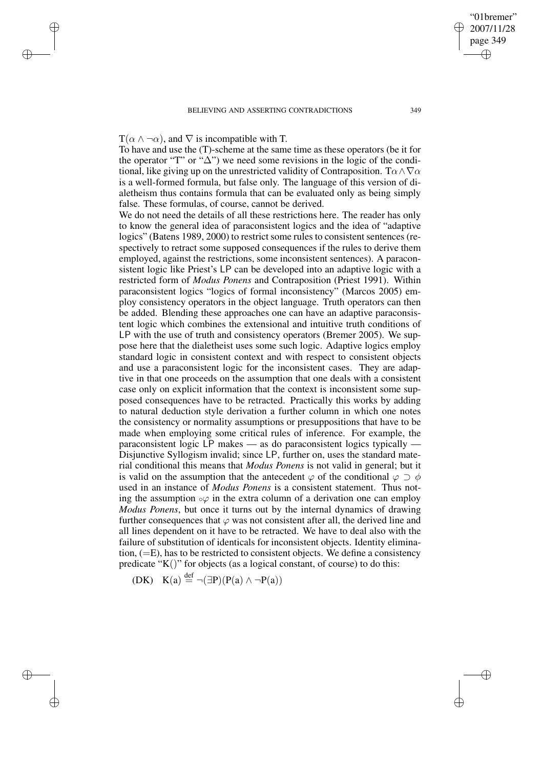$T(\alpha \wedge \neg\alpha)$, and $\nabla$ is incompatible with T.

To have and use the (T)-scheme at the same time as these operators (be it for the operator "T" or "$\Delta$") we need some revisions in the logic of the conditional, like giving up on the unrestricted validity of Contraposition. $T\alpha \wedge \nabla\alpha$ is a well-formed formula, but false only. The language of this version of dialetheism thus contains formula that can be evaluated only as being simply false. These formulas, of course, cannot be derived.

We do not need the details of all these restrictions here. The reader has only to know the general idea of paraconsistent logics and the idea of "adaptive logics" (Batens 1989, 2000) to restrict some rules to consistent sentences (respectively to retract some supposed consequences if the rules to derive them employed, against the restrictions, some inconsistent sentences). A paraconsistent logic like Priest's LP can be developed into an adaptive logic with a restricted form of *Modus Ponens* and Contraposition (Priest 1991). Within paraconsistent logics "logics of formal inconsistency" (Marcos 2005) employ consistency operators in the object language. Truth operators can then be added. Blending these approaches one can have an adaptive paraconsistent logic which combines the extensional and intuitive truth conditions of LP with the use of truth and consistency operators (Bremer 2005). We suppose here that the dialetheist uses some such logic. Adaptive logics employ standard logic in consistent context and with respect to consistent objects and use a paraconsistent logic for the inconsistent cases. They are adaptive in that one proceeds on the assumption that one deals with a consistent case only on explicit information that the context is inconsistent some supposed consequences have to be retracted. Practically this works by adding to natural deduction style derivation a further column in which one notes the consistency or normality assumptions or presuppositions that have to be made when employing some critical rules of inference. For example, the paraconsistent logic LP makes — as do paraconsistent logics typically — Disjunctive Syllogism invalid; since LP, further on, uses the standard material conditional this means that *Modus Ponens* is not valid in general; but it is valid on the assumption that the antecedent $\varphi$ of the conditional $\varphi \supset \phi$ used in an instance of *Modus Ponens* is a consistent statement. Thus noting the assumption $\circ\varphi$ in the extra column of a derivation one can employ *Modus Ponens*, but once it turns out by the internal dynamics of drawing further consequences that $\varphi$ was not consistent after all, the derived line and all lines dependent on it have to be retracted. We have to deal also with the failure of substitution of identicals for inconsistent objects. Identity elimination, (=E), has to be restricted to consistent objects. We define a consistency predicate "K()" for objects (as a logical constant, of course) to do this:

(DK) $\quad K(a) \stackrel{\text{def}}{=} \neg(\exists P)(P(a) \wedge \neg P(a))$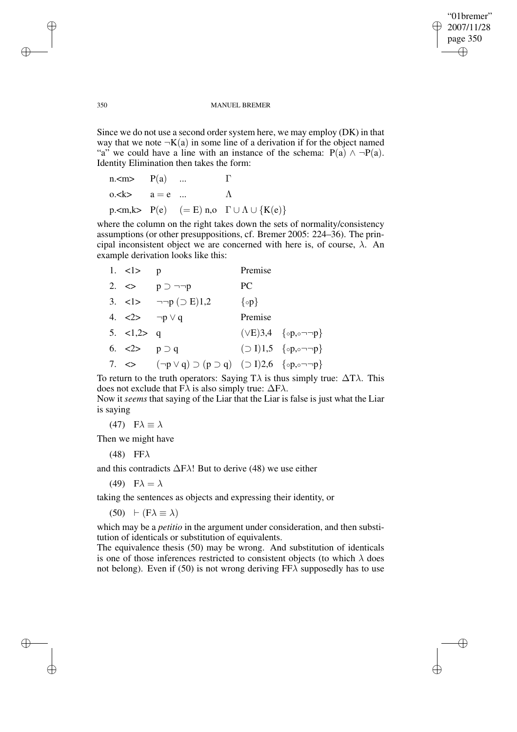Since we do not use a second order system here, we may employ (DK) in that way that we note $\neg K(a)$ in some line of a derivation if for the object named "a" we could have a line with an instance of the schema: $P(a) \wedge \neg P(a)$. Identity Elimination then takes the form:

| | | | |
|---|---|---|---|
| n.<m> | $P(a)$ ... | | $\Gamma$ |
| o.<k> | $a = e$ ... | | $\Lambda$ |
| p.<m,k> | $P(e)$ | $(= E)$ n,o | $\Gamma \cup \Lambda \cup \{K(e)\}$ |

where the column on the right takes down the sets of normality/consistency assumptions (or other presuppositions, cf. Bremer 2005: 224–36). The principal inconsistent object we are concerned with here is, of course, $\lambda$. An example derivation looks like this:

| | | | | |
|---|---|---|---|---|
| 1. | <1> | $p$ | Premise | |
| 2. | <> | $p \supset \neg\neg p$ | PC | |
| 3. | <1> | $\neg\neg p$ $(\supset E)$1,2 | $\{\circ p\}$ | |
| 4. | <2> | $\neg p \vee q$ | Premise | |
| 5. | <1,2> | $q$ | $(\vee E)$3,4 | $\{\circ p, \circ\neg\neg p\}$ |
| 6. | <2> | $p \supset q$ | $(\supset I)$1,5 | $\{\circ p, \circ\neg\neg p\}$ |
| 7. | <> | $(\neg p \vee q) \supset (p \supset q)$ | $(\supset I)$2,6 | $\{\circ p, \circ\neg\neg p\}$ |

To return to the truth operators: Saying $T\lambda$ is thus simply true: $\Delta T\lambda$. This does not exclude that $F\lambda$ is also simply true: $\Delta F\lambda$.

Now it *seems* that saying of the Liar that the Liar is false is just what the Liar is saying

(47) $F\lambda \equiv \lambda$

Then we might have

(48) $FF\lambda$

and this contradicts $\Delta F\lambda$! But to derive (48) we use either

(49) $F\lambda = \lambda$

taking the sentences as objects and expressing their identity, or

(50) $\vdash (F\lambda \equiv \lambda)$

which may be a *petitio* in the argument under consideration, and then substitution of identicals or substitution of equivalents.

The equivalence thesis (50) may be wrong. And substitution of identicals is one of those inferences restricted to consistent objects (to which $\lambda$ does not belong). Even if (50) is not wrong deriving $FF\lambda$ supposedly has to use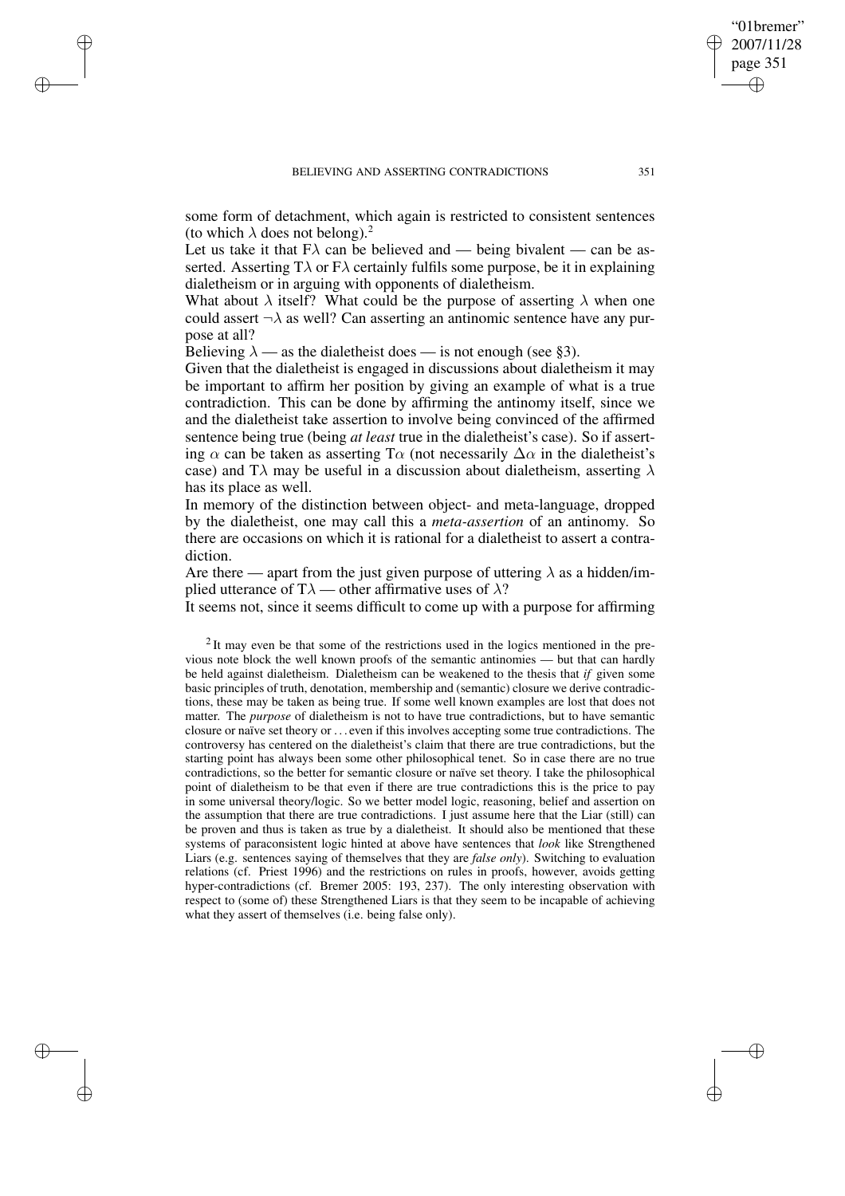some form of detachment, which again is restricted to consistent sentences (to which $\lambda$ does not belong).[2]

Let us take it that $F\lambda$ can be believed and — being bivalent — can be asserted. Asserting $T\lambda$ or $F\lambda$ certainly fulfils some purpose, be it in explaining dialetheism or in arguing with opponents of dialetheism.

What about $\lambda$ itself? What could be the purpose of asserting $\lambda$ when one could assert $\neg\lambda$ as well? Can asserting an antinomic sentence have any purpose at all?

Believing $\lambda$ — as the dialetheist does — is not enough (see §3).

Given that the dialetheist is engaged in discussions about dialetheism it may be important to affirm her position by giving an example of what is a true contradiction. This can be done by affirming the antinomy itself, since we and the dialetheist take assertion to involve being convinced of the affirmed sentence being true (being *at least* true in the dialetheist's case). So if asserting $\alpha$ can be taken as asserting $T\alpha$ (not necessarily $\Delta\alpha$ in the dialetheist's case) and $T\lambda$ may be useful in a discussion about dialetheism, asserting $\lambda$ has its place as well.

In memory of the distinction between object- and meta-language, dropped by the dialetheist, one may call this a *meta-assertion* of an antinomy. So there are occasions on which it is rational for a dialetheist to assert a contradiction.

Are there — apart from the just given purpose of uttering $\lambda$ as a hidden/implied utterance of $T\lambda$ — other affirmative uses of $\lambda$?

It seems not, since it seems difficult to come up with a purpose for affirming

[2] It may even be that some of the restrictions used in the logics mentioned in the previous note block the well known proofs of the semantic antinomies — but that can hardly be held against dialetheism. Dialetheism can be weakened to the thesis that *if* given some basic principles of truth, denotation, membership and (semantic) closure we derive contradictions, these may be taken as being true. If some well known examples are lost that does not matter. The *purpose* of dialetheism is not to have true contradictions, but to have semantic closure or naïve set theory or ... even if this involves accepting some true contradictions. The controversy has centered on the dialetheist's claim that there are true contradictions, but the starting point has always been some other philosophical tenet. So in case there are no true contradictions, so the better for semantic closure or naïve set theory. I take the philosophical point of dialetheism to be that even if there are true contradictions this is the price to pay in some universal theory/logic. So we better model logic, reasoning, belief and assertion on the assumption that there are true contradictions. I just assume here that the Liar (still) can be proven and thus is taken as true by a dialetheist. It should also be mentioned that these systems of paraconsistent logic hinted at above have sentences that *look* like Strengthened Liars (e.g. sentences saying of themselves that they are *false only*). Switching to evaluation relations (cf. Priest 1996) and the restrictions on rules in proofs, however, avoids getting hyper-contradictions (cf. Bremer 2005: 193, 237). The only interesting observation with respect to (some of) these Strengthened Liars is that they seem to be incapable of achieving what they assert of themselves (i.e. being false only).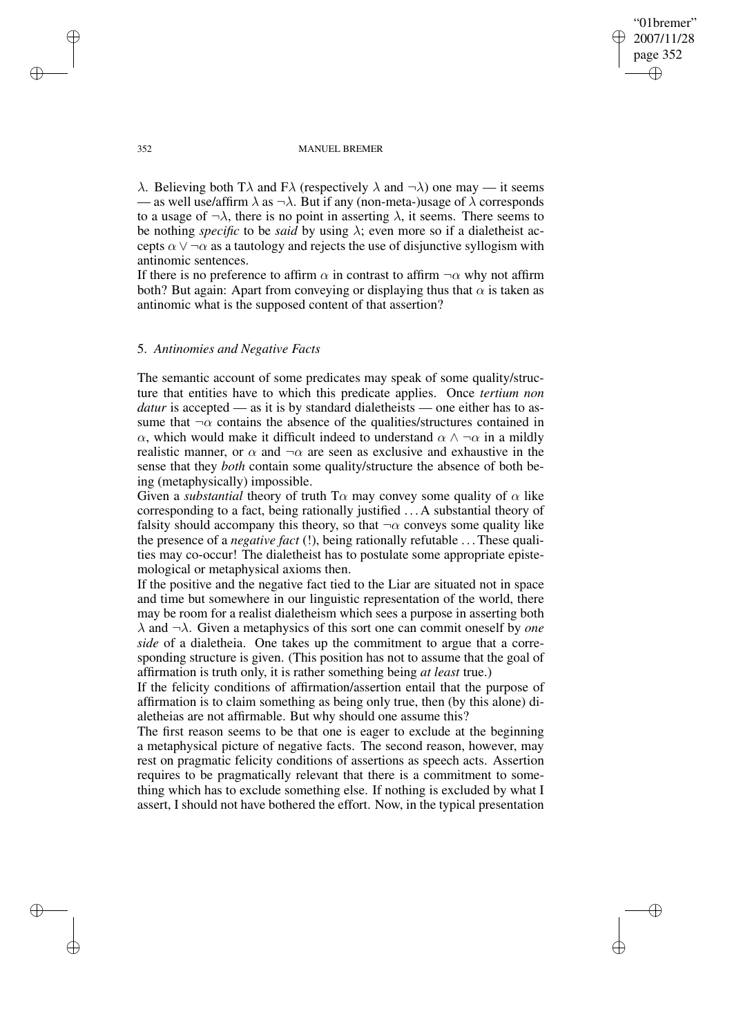$\lambda$. Believing both $T\lambda$ and $F\lambda$ (respectively $\lambda$ and $\neg\lambda$) one may — it seems — as well use/affirm $\lambda$ as $\neg\lambda$. But if any (non-meta-)usage of $\lambda$ corresponds to a usage of $\neg\lambda$, there is no point in asserting $\lambda$, it seems. There seems to be nothing *specific* to be *said* by using $\lambda$; even more so if a dialetheist accepts $\alpha \vee \neg\alpha$ as a tautology and rejects the use of disjunctive syllogism with antinomic sentences.

If there is no preference to affirm $\alpha$ in contrast to affirm $\neg\alpha$ why not affirm both? But again: Apart from conveying or displaying thus that $\alpha$ is taken as antinomic what is the supposed content of that assertion?

## 5. *Antinomies and Negative Facts*

The semantic account of some predicates may speak of some quality/structure that entities have to which this predicate applies. Once *tertium non datur* is accepted — as it is by standard dialetheists — one either has to assume that $\neg\alpha$ contains the absence of the qualities/structures contained in $\alpha$, which would make it difficult indeed to understand $\alpha \wedge \neg\alpha$ in a mildly realistic manner, or $\alpha$ and $\neg\alpha$ are seen as exclusive and exhaustive in the sense that they *both* contain some quality/structure the absence of both being (metaphysically) impossible.

Given a *substantial* theory of truth $T\alpha$ may convey some quality of $\alpha$ like corresponding to a fact, being rationally justified . . . A substantial theory of falsity should accompany this theory, so that $\neg\alpha$ conveys some quality like the presence of a *negative fact* (!), being rationally refutable . . . These qualities may co-occur! The dialetheist has to postulate some appropriate epistemological or metaphysical axioms then.

If the positive and the negative fact tied to the Liar are situated not in space and time but somewhere in our linguistic representation of the world, there may be room for a realist dialetheism which sees a purpose in asserting both $\lambda$ and $\neg\lambda$. Given a metaphysics of this sort one can commit oneself by *one side* of a dialetheia. One takes up the commitment to argue that a corresponding structure is given. (This position has not to assume that the goal of affirmation is truth only, it is rather something being *at least* true.)

If the felicity conditions of affirmation/assertion entail that the purpose of affirmation is to claim something as being only true, then (by this alone) dialetheias are not affirmable. But why should one assume this?

The first reason seems to be that one is eager to exclude at the beginning a metaphysical picture of negative facts. The second reason, however, may rest on pragmatic felicity conditions of assertions as speech acts. Assertion requires to be pragmatically relevant that there is a commitment to something which has to exclude something else. If nothing is excluded by what I assert, I should not have bothered the effort. Now, in the typical presentation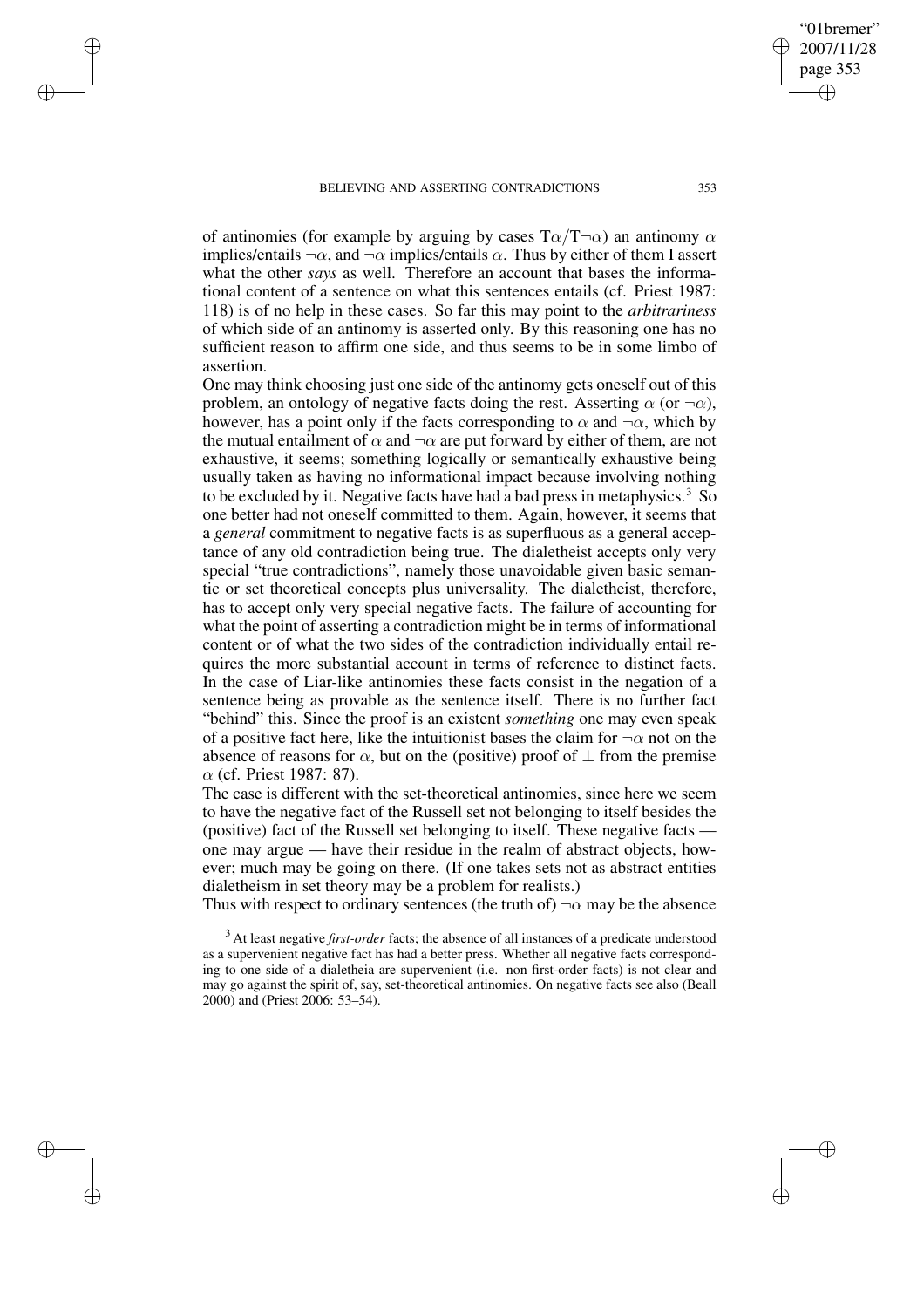of antinomies (for example by arguing by cases $T\alpha/T\neg\alpha$) an antinomy $\alpha$ implies/entails $\neg\alpha$, and $\neg\alpha$ implies/entails $\alpha$. Thus by either of them I assert what the other *says* as well. Therefore an account that bases the informational content of a sentence on what this sentences entails (cf. Priest 1987: 118) is of no help in these cases. So far this may point to the *arbitrariness* of which side of an antinomy is asserted only. By this reasoning one has no sufficient reason to affirm one side, and thus seems to be in some limbo of assertion.

One may think choosing just one side of the antinomy gets oneself out of this problem, an ontology of negative facts doing the rest. Asserting $\alpha$ (or $\neg\alpha$), however, has a point only if the facts corresponding to $\alpha$ and $\neg\alpha$, which by the mutual entailment of $\alpha$ and $\neg\alpha$ are put forward by either of them, are not exhaustive, it seems; something logically or semantically exhaustive being usually taken as having no informational impact because involving nothing to be excluded by it. Negative facts have had a bad press in metaphysics.[3] So one better had not oneself committed to them. Again, however, it seems that a *general* commitment to negative facts is as superfluous as a general acceptance of any old contradiction being true. The dialetheist accepts only very special "true contradictions", namely those unavoidable given basic semantic or set theoretical concepts plus universality. The dialetheist, therefore, has to accept only very special negative facts. The failure of accounting for what the point of asserting a contradiction might be in terms of informational content or of what the two sides of the contradiction individually entail requires the more substantial account in terms of reference to distinct facts. In the case of Liar-like antinomies these facts consist in the negation of a sentence being as provable as the sentence itself. There is no further fact "behind" this. Since the proof is an existent *something* one may even speak of a positive fact here, like the intuitionist bases the claim for $\neg\alpha$ not on the absence of reasons for $\alpha$, but on the (positive) proof of $\perp$ from the premise $\alpha$ (cf. Priest 1987: 87).

The case is different with the set-theoretical antinomies, since here we seem to have the negative fact of the Russell set not belonging to itself besides the (positive) fact of the Russell set belonging to itself. These negative facts — one may argue — have their residue in the realm of abstract objects, however; much may be going on there. (If one takes sets not as abstract entities dialetheism in set theory may be a problem for realists.)

Thus with respect to ordinary sentences (the truth of) $\neg\alpha$ may be the absence

[3] At least negative *first-order* facts; the absence of all instances of a predicate understood as a supervenient negative fact has had a better press. Whether all negative facts corresponding to one side of a dialetheia are supervenient (i.e. non first-order facts) is not clear and may go against the spirit of, say, set-theoretical antinomies. On negative facts see also (Beall 2000) and (Priest 2006: 53–54).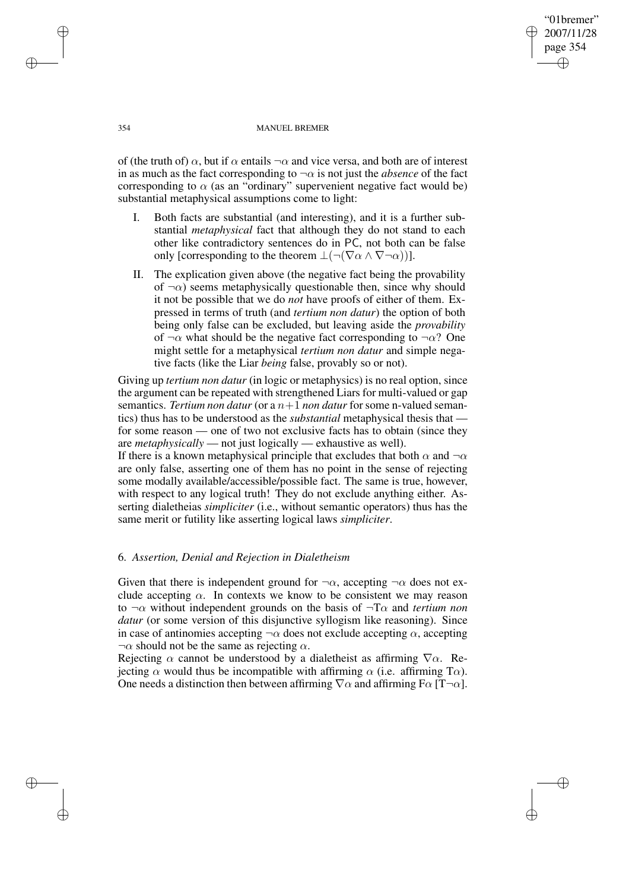of (the truth of) $\alpha$, but if $\alpha$ entails $\neg\alpha$ and vice versa, and both are of interest in as much as the fact corresponding to $\neg\alpha$ is not just the *absence* of the fact corresponding to $\alpha$ (as an "ordinary" supervenient negative fact would be) substantial metaphysical assumptions come to light:

I. Both facts are substantial (and interesting), and it is a further substantial *metaphysical* fact that although they do not stand to each other like contradictory sentences do in PC, not both can be false only [corresponding to the theorem $\bot(\neg(\nabla\alpha \wedge \nabla\neg\alpha))$].

II. The explication given above (the negative fact being the provability of $\neg\alpha$) seems metaphysically questionable then, since why should it not be possible that we do *not* have proofs of either of them. Expressed in terms of truth (and *tertium non datur*) the option of both being only false can be excluded, but leaving aside the *provability* of $\neg\alpha$ what should be the negative fact corresponding to $\neg\alpha$? One might settle for a metaphysical *tertium non datur* and simple negative facts (like the Liar *being* false, provably so or not).

Giving up *tertium non datur* (in logic or metaphysics) is no real option, since the argument can be repeated with strengthened Liars for multi-valued or gap semantics. *Tertium non datur* (or a $n+1$ *non datur* for some n-valued semantics) thus has to be understood as the *substantial* metaphysical thesis that — for some reason — one of two not exclusive facts has to obtain (since they are *metaphysically* — not just logically — exhaustive as well).

If there is a known metaphysical principle that excludes that both $\alpha$ and $\neg\alpha$ are only false, asserting one of them has no point in the sense of rejecting some modally available/accessible/possible fact. The same is true, however, with respect to any logical truth! They do not exclude anything either. Asserting dialetheias *simpliciter* (i.e., without semantic operators) thus has the same merit or futility like asserting logical laws *simpliciter*.

## 6. *Assertion, Denial and Rejection in Dialetheism*

Given that there is independent ground for $\neg\alpha$, accepting $\neg\alpha$ does not exclude accepting $\alpha$. In contexts we know to be consistent we may reason to $\neg\alpha$ without independent grounds on the basis of $\neg\mathrm{T}\alpha$ and *tertium non datur* (or some version of this disjunctive syllogism like reasoning). Since in case of antinomies accepting $\neg\alpha$ does not exclude accepting $\alpha$, accepting $\neg\alpha$ should not be the same as rejecting $\alpha$.

Rejecting $\alpha$ cannot be understood by a dialetheist as affirming $\nabla\alpha$. Rejecting $\alpha$ would thus be incompatible with affirming $\alpha$ (i.e. affirming $\mathrm{T}\alpha$). One needs a distinction then between affirming $\nabla\alpha$ and affirming $\mathrm{F}\alpha$ [$\mathrm{T}\neg\alpha$].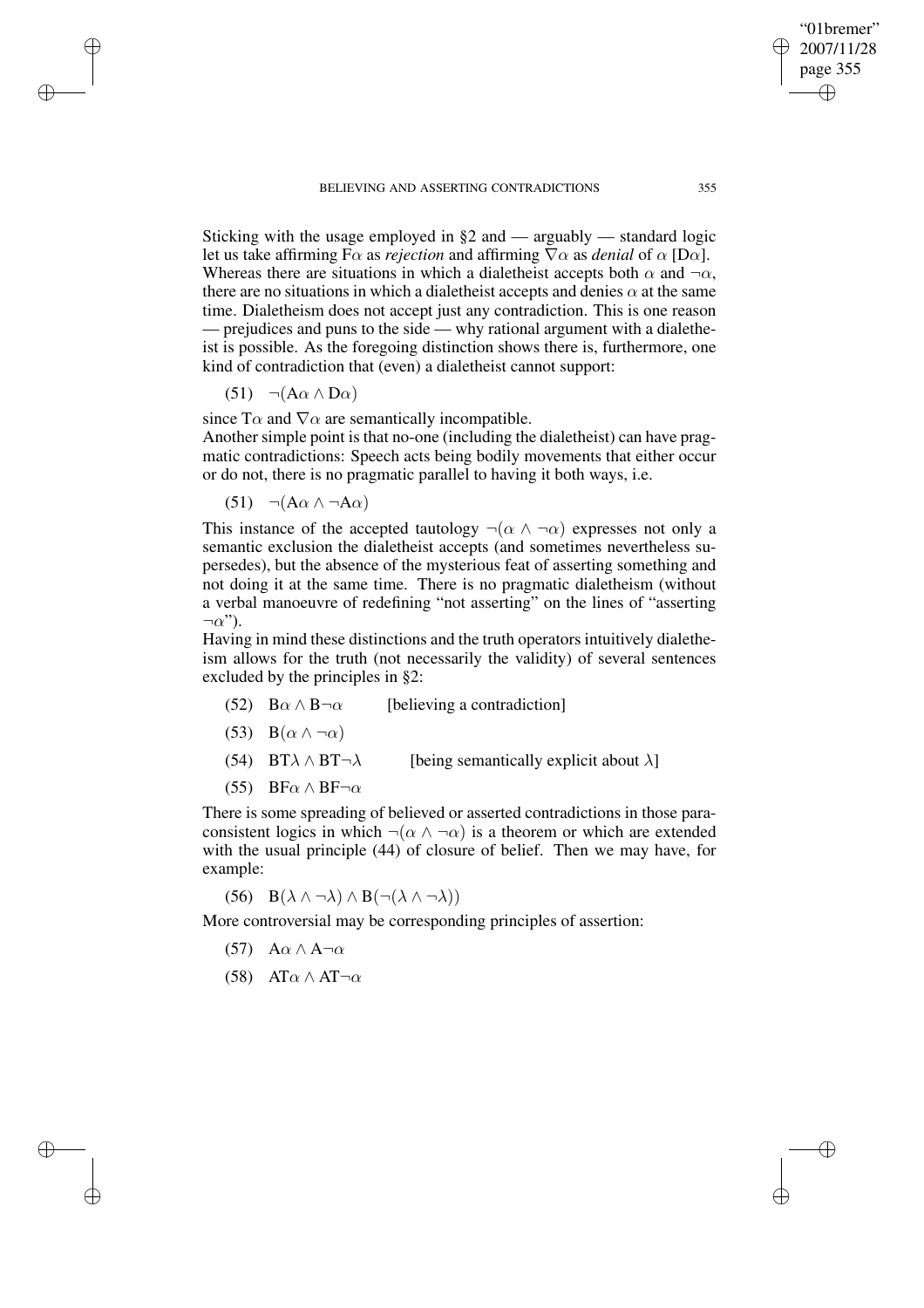Sticking with the usage employed in §2 and — arguably — standard logic let us take affirming $F\alpha$ as *rejection* and affirming $\nabla\alpha$ as *denial* of $\alpha$ [$D\alpha$]. Whereas there are situations in which a dialetheist accepts both $\alpha$ and $\neg\alpha$, there are no situations in which a dialetheist accepts and denies $\alpha$ at the same time. Dialetheism does not accept just any contradiction. This is one reason — prejudices and puns to the side — why rational argument with a dialetheist is possible. As the foregoing distinction shows there is, furthermore, one kind of contradiction that (even) a dialetheist cannot support:

(51) $\neg(A\alpha \wedge D\alpha)$

since $T\alpha$ and $\nabla\alpha$ are semantically incompatible.
Another simple point is that no-one (including the dialetheist) can have pragmatic contradictions: Speech acts being bodily movements that either occur or do not, there is no pragmatic parallel to having it both ways, i.e.

(51) $\neg(A\alpha \wedge \neg A\alpha)$

This instance of the accepted tautology $\neg(\alpha \wedge \neg\alpha)$ expresses not only a semantic exclusion the dialetheist accepts (and sometimes nevertheless supersedes), but the absence of the mysterious feat of asserting something and not doing it at the same time. There is no pragmatic dialetheism (without a verbal manoeuvre of redefining "not asserting" on the lines of "asserting $\neg\alpha$").
Having in mind these distinctions and the truth operators intuitively dialetheism allows for the truth (not necessarily the validity) of several sentences excluded by the principles in §2:

(52) $B\alpha \wedge B\neg\alpha$ [believing a contradiction]

(53) $B(\alpha \wedge \neg\alpha)$

(54) $BT\lambda \wedge BT\neg\lambda$ [being semantically explicit about $\lambda$]

(55) $BF\alpha \wedge BF\neg\alpha$

There is some spreading of believed or asserted contradictions in those paraconsistent logics in which $\neg(\alpha \wedge \neg\alpha)$ is a theorem or which are extended with the usual principle (44) of closure of belief. Then we may have, for example:

(56) $B(\lambda \wedge \neg\lambda) \wedge B(\neg(\lambda \wedge \neg\lambda))$

More controversial may be corresponding principles of assertion:

(57) $A\alpha \wedge A\neg\alpha$

(58) $AT\alpha \wedge AT\neg\alpha$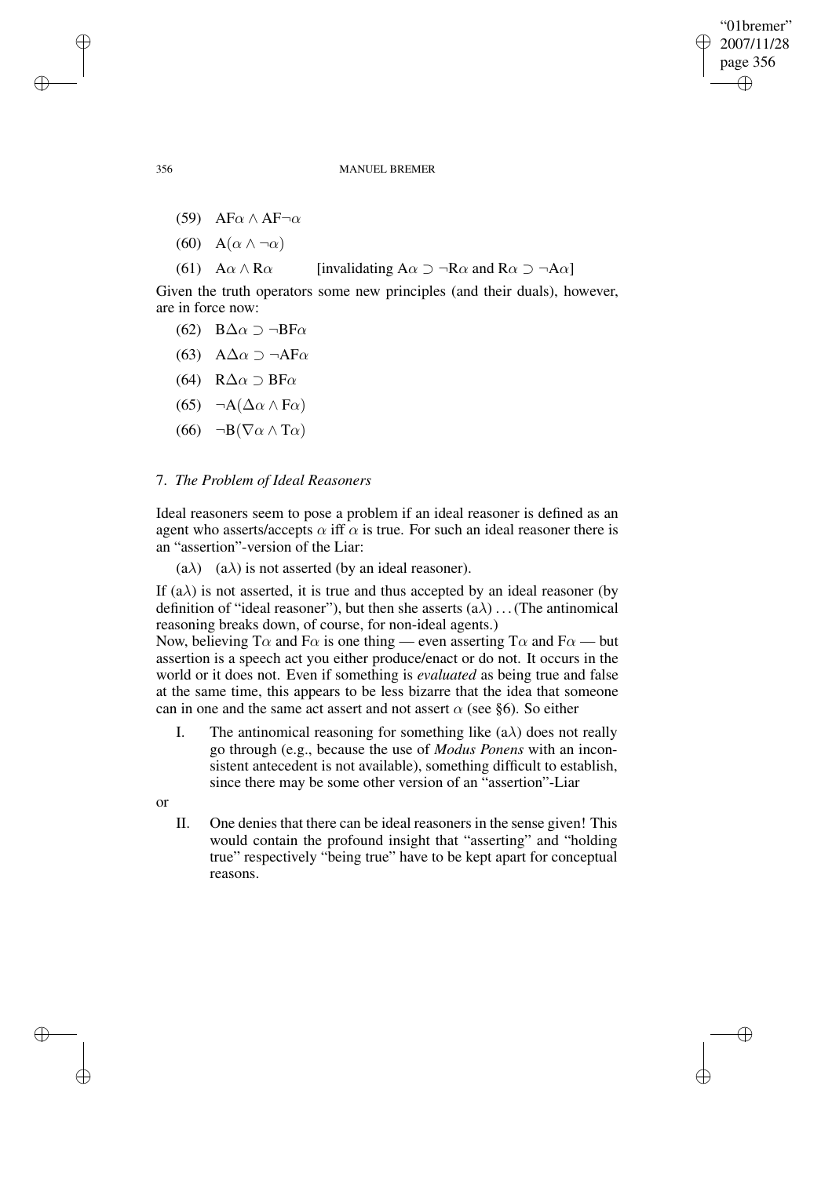(59) $\mathrm{AF}\alpha \wedge \mathrm{AF}\neg\alpha$

(60) $\mathrm{A}(\alpha \wedge \neg\alpha)$

(61) $\mathrm{A}\alpha \wedge \mathrm{R}\alpha$ [invalidating $\mathrm{A}\alpha \supset \neg\mathrm{R}\alpha$ and $\mathrm{R}\alpha \supset \neg\mathrm{A}\alpha$]

Given the truth operators some new principles (and their duals), however, are in force now:

(62) $\mathrm{B}\Delta\alpha \supset \neg\mathrm{BF}\alpha$

(63) $\mathrm{A}\Delta\alpha \supset \neg\mathrm{AF}\alpha$

(64) $\mathrm{R}\Delta\alpha \supset \mathrm{BF}\alpha$

(65) $\neg\mathrm{A}(\Delta\alpha \wedge \mathrm{F}\alpha)$

(66) $\neg\mathrm{B}(\nabla\alpha \wedge \mathrm{T}\alpha)$

## 7. *The Problem of Ideal Reasoners*

Ideal reasoners seem to pose a problem if an ideal reasoner is defined as an agent who asserts/accepts $\alpha$ iff $\alpha$ is true. For such an ideal reasoner there is an "assertion"-version of the Liar:

(a$\lambda$) (a$\lambda$) is not asserted (by an ideal reasoner).

If (a$\lambda$) is not asserted, it is true and thus accepted by an ideal reasoner (by definition of "ideal reasoner"), but then she asserts (a$\lambda$) ... (The antinomical reasoning breaks down, of course, for non-ideal agents.)

Now, believing $\mathrm{T}\alpha$ and $\mathrm{F}\alpha$ is one thing — even asserting $\mathrm{T}\alpha$ and $\mathrm{F}\alpha$ — but assertion is a speech act you either produce/enact or do not. It occurs in the world or it does not. Even if something is *evaluated* as being true and false at the same time, this appears to be less bizarre that the idea that someone can in one and the same act assert and not assert $\alpha$ (see §6). So either

I. The antinomical reasoning for something like (a$\lambda$) does not really go through (e.g., because the use of *Modus Ponens* with an inconsistent antecedent is not available), something difficult to establish, since there may be some other version of an "assertion"-Liar

or

II. One denies that there can be ideal reasoners in the sense given! This would contain the profound insight that "asserting" and "holding true" respectively "being true" have to be kept apart for conceptual reasons.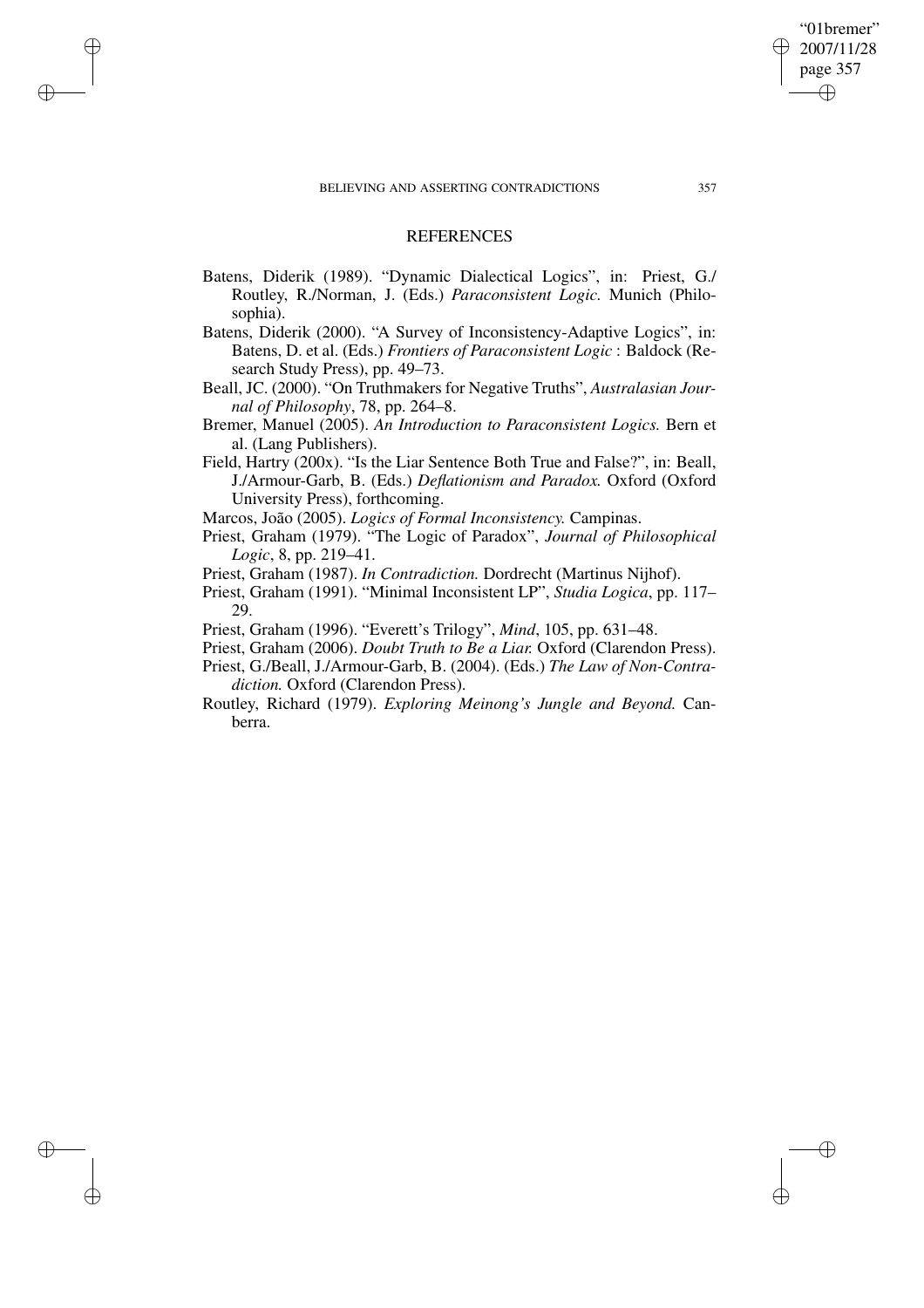## REFERENCES

Batens, Diderik (1989). "Dynamic Dialectical Logics", in: Priest, G./ Routley, R./Norman, J. (Eds.) *Paraconsistent Logic.* Munich (Philosophia).

Batens, Diderik (2000). "A Survey of Inconsistency-Adaptive Logics", in: Batens, D. et al. (Eds.) *Frontiers of Paraconsistent Logic* : Baldock (Research Study Press), pp. 49–73.

Beall, JC. (2000). "On Truthmakers for Negative Truths", *Australasian Journal of Philosophy*, 78, pp. 264–8.

Bremer, Manuel (2005). *An Introduction to Paraconsistent Logics.* Bern et al. (Lang Publishers).

Field, Hartry (200x). "Is the Liar Sentence Both True and False?", in: Beall, J./Armour-Garb, B. (Eds.) *Deflationism and Paradox.* Oxford (Oxford University Press), forthcoming.

Marcos, João (2005). *Logics of Formal Inconsistency.* Campinas.

Priest, Graham (1979). "The Logic of Paradox", *Journal of Philosophical Logic*, 8, pp. 219–41.

Priest, Graham (1987). *In Contradiction.* Dordrecht (Martinus Nijhof).

Priest, Graham (1991). "Minimal Inconsistent LP", *Studia Logica*, pp. 117–29.

Priest, Graham (1996). "Everett's Trilogy", *Mind*, 105, pp. 631–48.

Priest, Graham (2006). *Doubt Truth to Be a Liar.* Oxford (Clarendon Press).

Priest, G./Beall, J./Armour-Garb, B. (2004). (Eds.) *The Law of Non-Contradiction.* Oxford (Clarendon Press).

Routley, Richard (1979). *Exploring Meinong's Jungle and Beyond.* Canberra.